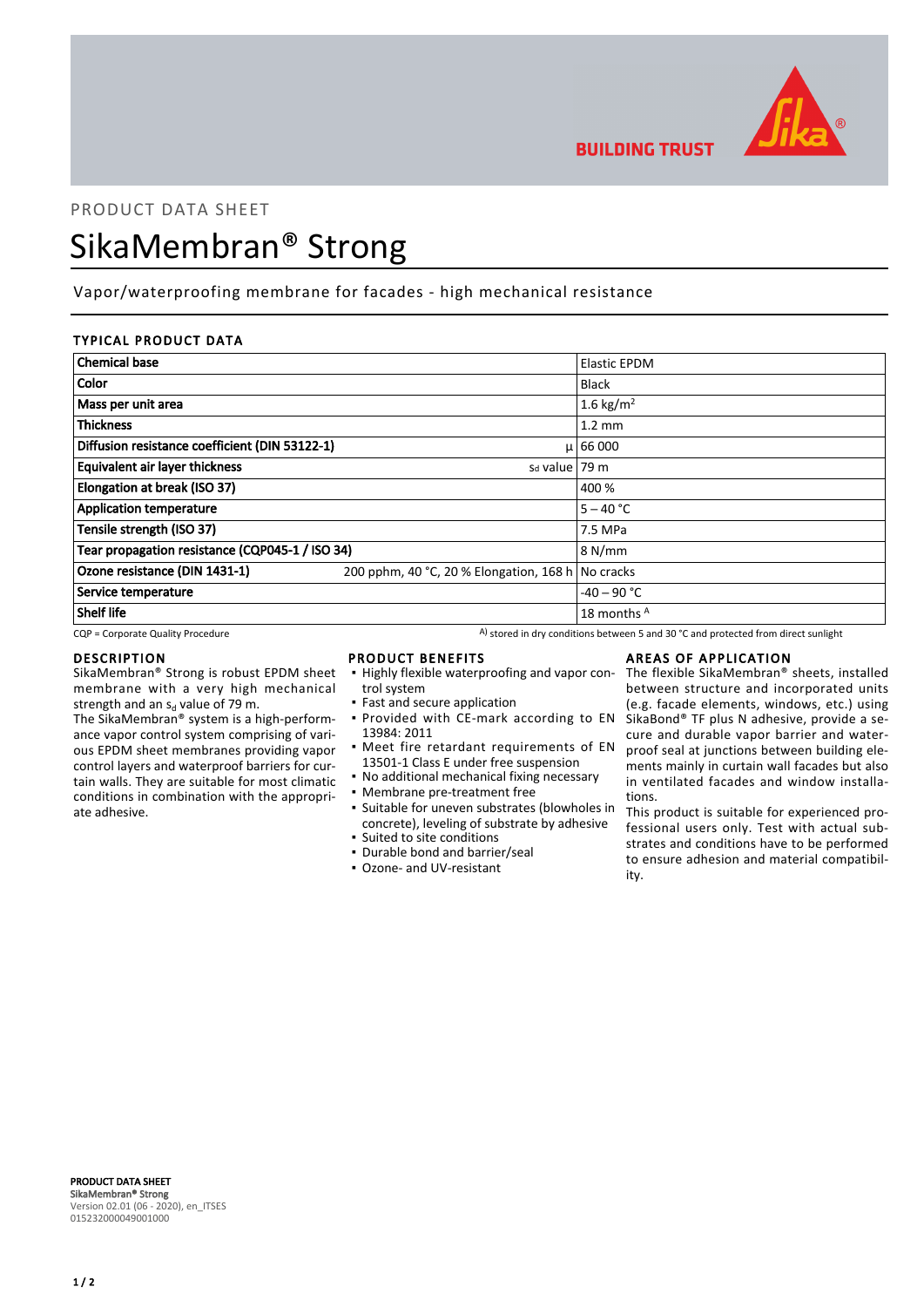BUILDING TRUST

PRODUCT DATA SHEET

# SikaMembran® Strong

Vapor/waterproofing membrane for facades - high mechanical resistance

## TYPICAL PRODUCT DATA

| Property | | Value |
|---|---|---|
| **Chemical base** | | Elastic EPDM |
| **Color** | | Black |
| **Mass per unit area** | | 1.6 kg/m$^2$ |
| **Thickness** | | 1.2 mm |
| **Diffusion resistance coefficient (DIN 53122-1)** | μ | 66 000 |
| **Equivalent air layer thickness** | $s_d$ value | 79 m |
| **Elongation at break (ISO 37)** | | 400 % |
| **Application temperature** | | 5 – 40 °C |
| **Tensile strength (ISO 37)** | | 7.5 MPa |
| **Tear propagation resistance (CQP045-1 / ISO 34)** | | 8 N/mm |
| **Ozone resistance (DIN 1431-1)** | 200 pphm, 40 °C, 20 % Elongation, 168 h | No cracks |
| **Service temperature** | | -40 – 90 °C |
| **Shelf life** | | 18 months [A] |

CQP = Corporate Quality Procedure

[A] stored in dry conditions between 5 and 30 °C and protected from direct sunlight

## DESCRIPTION

SikaMembran® Strong is robust EPDM sheet membrane with a very high mechanical strength and an $s_d$ value of 79 m.

The SikaMembran® system is a high-performance vapor control system comprising of various EPDM sheet membranes providing vapor control layers and waterproof barriers for curtain walls. They are suitable for most climatic conditions in combination with the appropriate adhesive.

## PRODUCT BENEFITS

- Highly flexible waterproofing and vapor control system
- Fast and secure application
- Provided with CE-mark according to EN 13984: 2011
- Meet fire retardant requirements of EN 13501-1 Class E under free suspension
- No additional mechanical fixing necessary
- Membrane pre-treatment free
- Suitable for uneven substrates (blowholes in concrete), leveling of substrate by adhesive
- Suited to site conditions
- Durable bond and barrier/seal
- Ozone- and UV-resistant

## AREAS OF APPLICATION

The flexible SikaMembran® sheets, installed between structure and incorporated units (e.g. facade elements, windows, etc.) using SikaBond® TF plus N adhesive, provide a secure and durable vapor barrier and waterproof seal at junctions between building elements mainly in curtain wall facades but also in ventilated facades and window installations.

This product is suitable for experienced professional users only. Test with actual substrates and conditions have to be performed to ensure adhesion and material compatibility.

**PRODUCT DATA SHEET**
**SikaMembran® Strong**
Version 02.01 (06 - 2020), en_ITSES
015232000049001000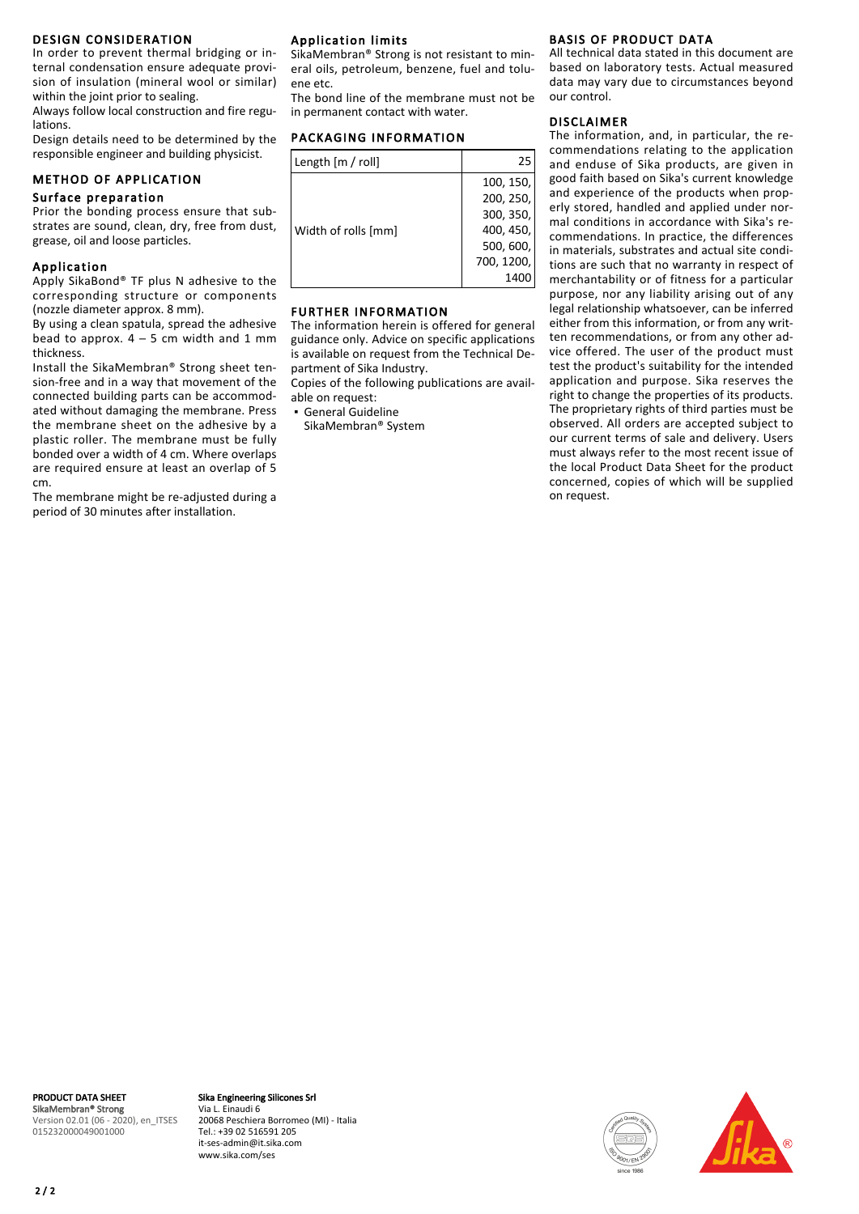## DESIGN CONSIDERATION

In order to prevent thermal bridging or internal condensation ensure adequate provision of insulation (mineral wool or similar) within the joint prior to sealing.

Always follow local construction and fire regulations.

Design details need to be determined by the responsible engineer and building physicist.

## METHOD OF APPLICATION

### Surface preparation

Prior the bonding process ensure that substrates are sound, clean, dry, free from dust, grease, oil and loose particles.

### Application

Apply SikaBond® TF plus N adhesive to the corresponding structure or components (nozzle diameter approx. 8 mm).

By using a clean spatula, spread the adhesive bead to approx. 4 – 5 cm width and 1 mm thickness.

Install the SikaMembran® Strong sheet tension-free and in a way that movement of the connected building parts can be accommodated without damaging the membrane. Press the membrane sheet on the adhesive by a plastic roller. The membrane must be fully bonded over a width of 4 cm. Where overlaps are required ensure at least an overlap of 5 cm.

The membrane might be re-adjusted during a period of 30 minutes after installation.

### Application limits

SikaMembran® Strong is not resistant to mineral oils, petroleum, benzene, fuel and toluene etc.

The bond line of the membrane must not be in permanent contact with water.

## PACKAGING INFORMATION

| | |
|---|---|
| Length [m / roll] | 25 |
| Width of rolls [mm] | 100, 150, 200, 250, 300, 350, 400, 450, 500, 600, 700, 1200, 1400 |

## FURTHER INFORMATION

The information herein is offered for general guidance only. Advice on specific applications is available on request from the Technical Department of Sika Industry.

Copies of the following publications are available on request:

- General Guideline SikaMembran® System

## BASIS OF PRODUCT DATA

All technical data stated in this document are based on laboratory tests. Actual measured data may vary due to circumstances beyond our control.

## DISCLAIMER

The information, and, in particular, the recommendations relating to the application and enduse of Sika products, are given in good faith based on Sika's current knowledge and experience of the products when properly stored, handled and applied under normal conditions in accordance with Sika's recommendations. In practice, the differences in materials, substrates and actual site conditions are such that no warranty in respect of merchantability or of fitness for a particular purpose, nor any liability arising out of any legal relationship whatsoever, can be inferred either from this information, or from any written recommendations, or from any other advice offered. The user of the product must test the product's suitability for the intended application and purpose. Sika reserves the right to change the properties of its products. The proprietary rights of third parties must be observed. All orders are accepted subject to our current terms of sale and delivery. Users must always refer to the most recent issue of the local Product Data Sheet for the product concerned, copies of which will be supplied on request.

**PRODUCT DATA SHEET**
**SikaMembran® Strong**
Version 02.01 (06 - 2020), en_ITSES
015232000049001000

**Sika Engineering Silicones Srl**
Via L. Einaudi 6
20068 Peschiera Borromeo (MI) - Italia
Tel.: +39 02 516591 205
it-ses-admin@it.sika.com
www.sika.com/ses